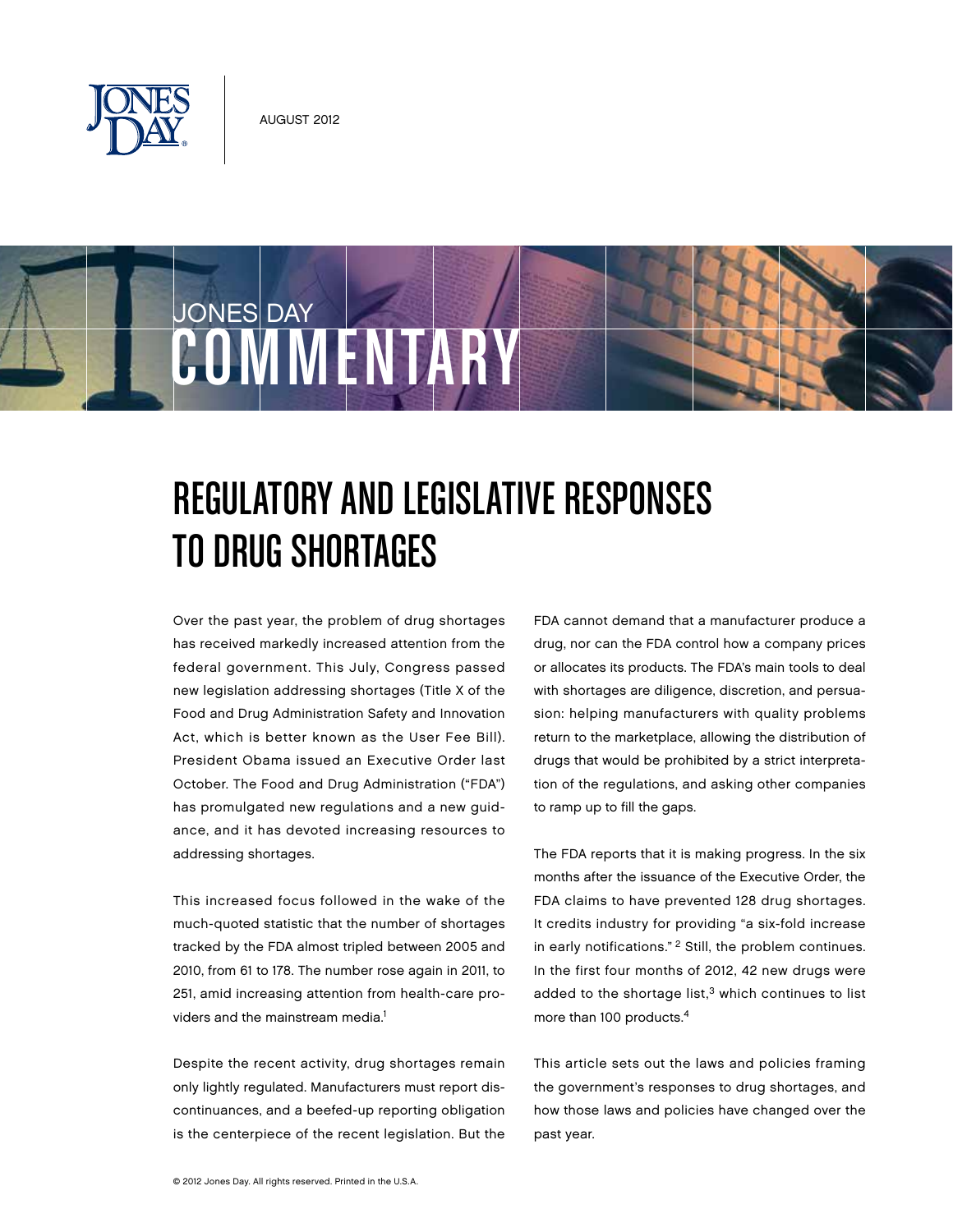AUGUST 2012

JONES DAY COMMENTARY

# REGULATORY AND LEGISLATIVE RESPONSES TO DRUG SHORTAGES

Over the past year, the problem of drug shortages has received markedly increased attention from the federal government. This July, Congress passed new legislation addressing shortages (Title X of the Food and Drug Administration Safety and Innovation Act, which is better known as the User Fee Bill). President Obama issued an Executive Order last October. The Food and Drug Administration ("FDA") has promulgated new regulations and a new guidance, and it has devoted increasing resources to addressing shortages.

This increased focus followed in the wake of the much-quoted statistic that the number of shortages tracked by the FDA almost tripled between 2005 and 2010, from 61 to 178. The number rose again in 2011, to 251, amid increasing attention from health-care providers and the mainstream media.[1]

Despite the recent activity, drug shortages remain only lightly regulated. Manufacturers must report discontinuances, and a beefed-up reporting obligation is the centerpiece of the recent legislation. But the FDA cannot demand that a manufacturer produce a drug, nor can the FDA control how a company prices or allocates its products. The FDA's main tools to deal with shortages are diligence, discretion, and persuasion: helping manufacturers with quality problems return to the marketplace, allowing the distribution of drugs that would be prohibited by a strict interpretation of the regulations, and asking other companies to ramp up to fill the gaps.

The FDA reports that it is making progress. In the six months after the issuance of the Executive Order, the FDA claims to have prevented 128 drug shortages. It credits industry for providing "a six-fold increase in early notifications." [2] Still, the problem continues. In the first four months of 2012, 42 new drugs were added to the shortage list,[3] which continues to list more than 100 products.[4]

This article sets out the laws and policies framing the government's responses to drug shortages, and how those laws and policies have changed over the past year.

© 2012 Jones Day. All rights reserved. Printed in the U.S.A.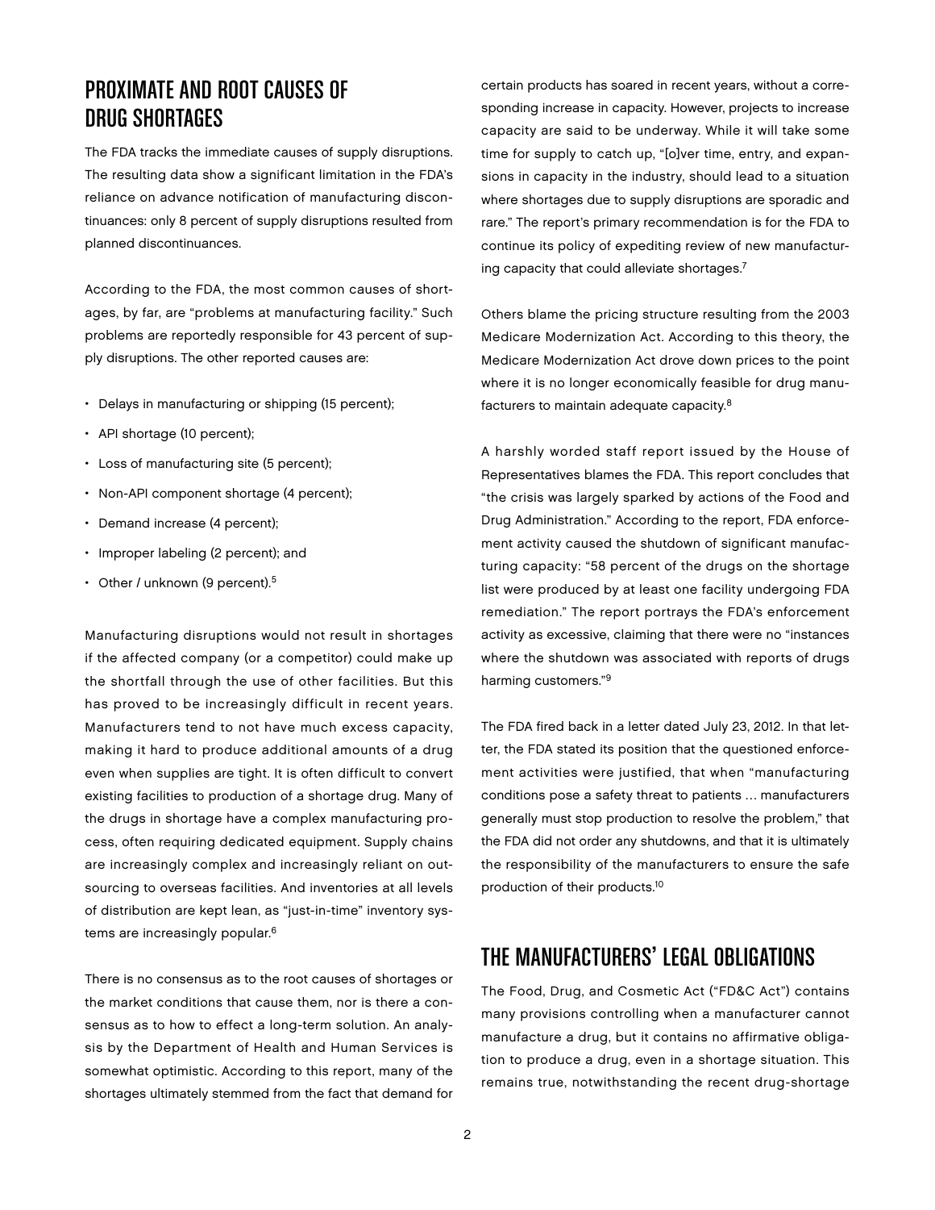## PROXIMATE AND ROOT CAUSES OF DRUG SHORTAGES

The FDA tracks the immediate causes of supply disruptions. The resulting data show a significant limitation in the FDA's reliance on advance notification of manufacturing discontinuances: only 8 percent of supply disruptions resulted from planned discontinuances.

According to the FDA, the most common causes of shortages, by far, are "problems at manufacturing facility." Such problems are reportedly responsible for 43 percent of supply disruptions. The other reported causes are:

- Delays in manufacturing or shipping (15 percent);
- API shortage (10 percent);
- Loss of manufacturing site (5 percent);
- Non-API component shortage (4 percent);
- Demand increase (4 percent);
- Improper labeling (2 percent); and
- Other / unknown (9 percent).[5]

Manufacturing disruptions would not result in shortages if the affected company (or a competitor) could make up the shortfall through the use of other facilities. But this has proved to be increasingly difficult in recent years. Manufacturers tend to not have much excess capacity, making it hard to produce additional amounts of a drug even when supplies are tight. It is often difficult to convert existing facilities to production of a shortage drug. Many of the drugs in shortage have a complex manufacturing process, often requiring dedicated equipment. Supply chains are increasingly complex and increasingly reliant on outsourcing to overseas facilities. And inventories at all levels of distribution are kept lean, as "just-in-time" inventory systems are increasingly popular.[6]

There is no consensus as to the root causes of shortages or the market conditions that cause them, nor is there a consensus as to how to effect a long-term solution. An analysis by the Department of Health and Human Services is somewhat optimistic. According to this report, many of the shortages ultimately stemmed from the fact that demand for certain products has soared in recent years, without a corresponding increase in capacity. However, projects to increase capacity are said to be underway. While it will take some time for supply to catch up, "[o]ver time, entry, and expansions in capacity in the industry, should lead to a situation where shortages due to supply disruptions are sporadic and rare." The report's primary recommendation is for the FDA to continue its policy of expediting review of new manufacturing capacity that could alleviate shortages.[7]

Others blame the pricing structure resulting from the 2003 Medicare Modernization Act. According to this theory, the Medicare Modernization Act drove down prices to the point where it is no longer economically feasible for drug manufacturers to maintain adequate capacity.[8]

A harshly worded staff report issued by the House of Representatives blames the FDA. This report concludes that "the crisis was largely sparked by actions of the Food and Drug Administration." According to the report, FDA enforcement activity caused the shutdown of significant manufacturing capacity: "58 percent of the drugs on the shortage list were produced by at least one facility undergoing FDA remediation." The report portrays the FDA's enforcement activity as excessive, claiming that there were no "instances where the shutdown was associated with reports of drugs harming customers."[9]

The FDA fired back in a letter dated July 23, 2012. In that letter, the FDA stated its position that the questioned enforcement activities were justified, that when "manufacturing conditions pose a safety threat to patients … manufacturers generally must stop production to resolve the problem," that the FDA did not order any shutdowns, and that it is ultimately the responsibility of the manufacturers to ensure the safe production of their products.[10]

## THE MANUFACTURERS' LEGAL OBLIGATIONS

The Food, Drug, and Cosmetic Act ("FD&C Act") contains many provisions controlling when a manufacturer cannot manufacture a drug, but it contains no affirmative obligation to produce a drug, even in a shortage situation. This remains true, notwithstanding the recent drug-shortage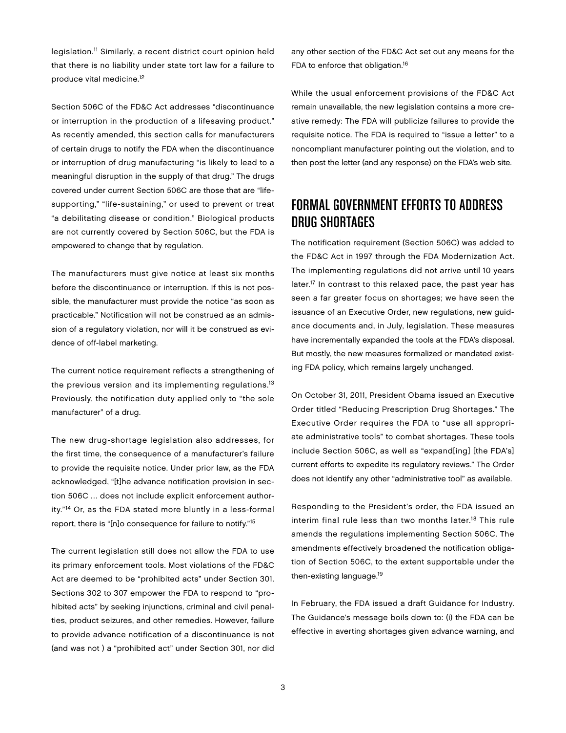legislation.[11] Similarly, a recent district court opinion held that there is no liability under state tort law for a failure to produce vital medicine.[12]

Section 506C of the FD&C Act addresses "discontinuance or interruption in the production of a lifesaving product." As recently amended, this section calls for manufacturers of certain drugs to notify the FDA when the discontinuance or interruption of drug manufacturing "is likely to lead to a meaningful disruption in the supply of that drug." The drugs covered under current Section 506C are those that are "life-supporting," "life-sustaining," or used to prevent or treat "a debilitating disease or condition." Biological products are not currently covered by Section 506C, but the FDA is empowered to change that by regulation.

The manufacturers must give notice at least six months before the discontinuance or interruption. If this is not possible, the manufacturer must provide the notice "as soon as practicable." Notification will not be construed as an admission of a regulatory violation, nor will it be construed as evidence of off-label marketing.

The current notice requirement reflects a strengthening of the previous version and its implementing regulations.[13] Previously, the notification duty applied only to "the sole manufacturer" of a drug.

The new drug-shortage legislation also addresses, for the first time, the consequence of a manufacturer's failure to provide the requisite notice. Under prior law, as the FDA acknowledged, "[t]he advance notification provision in section 506C ... does not include explicit enforcement authority."[14] Or, as the FDA stated more bluntly in a less-formal report, there is "[n]o consequence for failure to notify."[15]

The current legislation still does not allow the FDA to use its primary enforcement tools. Most violations of the FD&C Act are deemed to be "prohibited acts" under Section 301. Sections 302 to 307 empower the FDA to respond to "prohibited acts" by seeking injunctions, criminal and civil penalties, product seizures, and other remedies. However, failure to provide advance notification of a discontinuance is not (and was not ) a "prohibited act" under Section 301, nor did any other section of the FD&C Act set out any means for the FDA to enforce that obligation.[16]

While the usual enforcement provisions of the FD&C Act remain unavailable, the new legislation contains a more creative remedy: The FDA will publicize failures to provide the requisite notice. The FDA is required to "issue a letter" to a noncompliant manufacturer pointing out the violation, and to then post the letter (and any response) on the FDA's web site.

## FORMAL GOVERNMENT EFFORTS TO ADDRESS DRUG SHORTAGES

The notification requirement (Section 506C) was added to the FD&C Act in 1997 through the FDA Modernization Act. The implementing regulations did not arrive until 10 years later.[17] In contrast to this relaxed pace, the past year has seen a far greater focus on shortages; we have seen the issuance of an Executive Order, new regulations, new guidance documents and, in July, legislation. These measures have incrementally expanded the tools at the FDA's disposal. But mostly, the new measures formalized or mandated existing FDA policy, which remains largely unchanged.

On October 31, 2011, President Obama issued an Executive Order titled "Reducing Prescription Drug Shortages." The Executive Order requires the FDA to "use all appropriate administrative tools" to combat shortages. These tools include Section 506C, as well as "expand[ing] [the FDA's] current efforts to expedite its regulatory reviews." The Order does not identify any other "administrative tool" as available.

Responding to the President's order, the FDA issued an interim final rule less than two months later.[18] This rule amends the regulations implementing Section 506C. The amendments effectively broadened the notification obligation of Section 506C, to the extent supportable under the then-existing language.[19]

In February, the FDA issued a draft Guidance for Industry. The Guidance's message boils down to: (i) the FDA can be effective in averting shortages given advance warning, and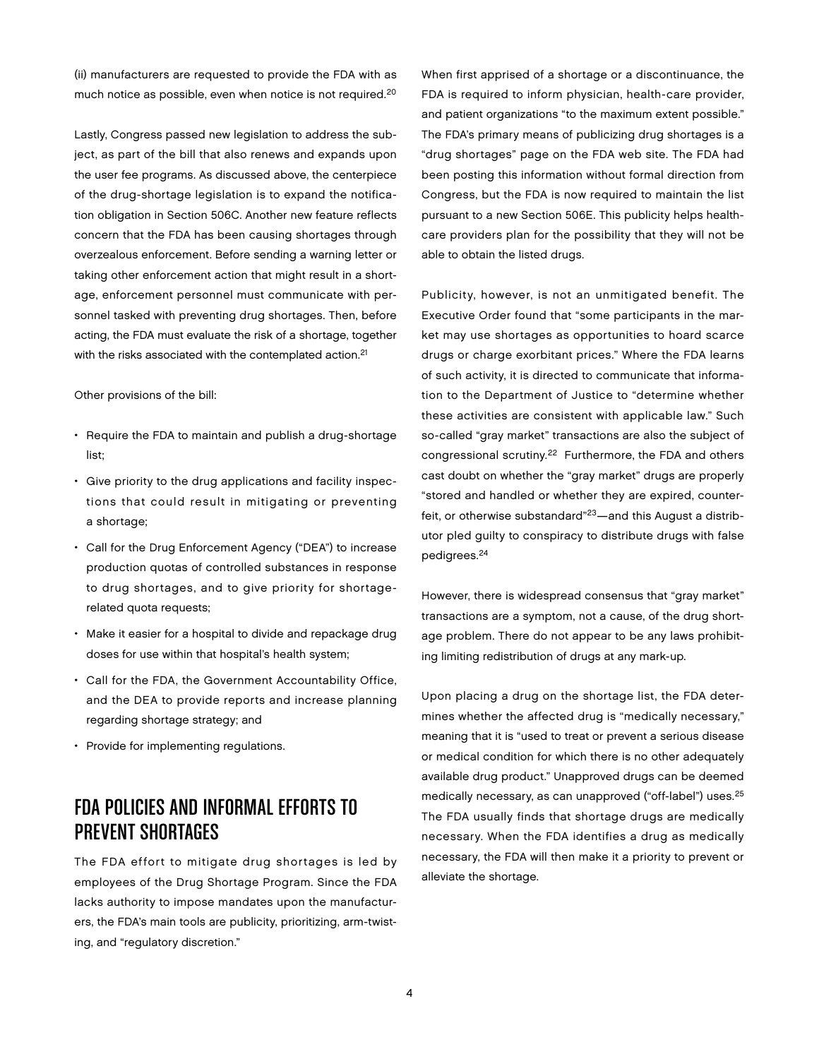(ii) manufacturers are requested to provide the FDA with as much notice as possible, even when notice is not required.[20]

Lastly, Congress passed new legislation to address the subject, as part of the bill that also renews and expands upon the user fee programs. As discussed above, the centerpiece of the drug-shortage legislation is to expand the notification obligation in Section 506C. Another new feature reflects concern that the FDA has been causing shortages through overzealous enforcement. Before sending a warning letter or taking other enforcement action that might result in a shortage, enforcement personnel must communicate with personnel tasked with preventing drug shortages. Then, before acting, the FDA must evaluate the risk of a shortage, together with the risks associated with the contemplated action.[21]

Other provisions of the bill:

- Require the FDA to maintain and publish a drug-shortage list;
- Give priority to the drug applications and facility inspections that could result in mitigating or preventing a shortage;
- Call for the Drug Enforcement Agency ("DEA") to increase production quotas of controlled substances in response to drug shortages, and to give priority for shortage-related quota requests;
- Make it easier for a hospital to divide and repackage drug doses for use within that hospital's health system;
- Call for the FDA, the Government Accountability Office, and the DEA to provide reports and increase planning regarding shortage strategy; and
- Provide for implementing regulations.

## FDA POLICIES AND INFORMAL EFFORTS TO PREVENT SHORTAGES

The FDA effort to mitigate drug shortages is led by employees of the Drug Shortage Program. Since the FDA lacks authority to impose mandates upon the manufacturers, the FDA's main tools are publicity, prioritizing, arm-twisting, and "regulatory discretion."

When first apprised of a shortage or a discontinuance, the FDA is required to inform physician, health-care provider, and patient organizations "to the maximum extent possible." The FDA's primary means of publicizing drug shortages is a "drug shortages" page on the FDA web site. The FDA had been posting this information without formal direction from Congress, but the FDA is now required to maintain the list pursuant to a new Section 506E. This publicity helps health-care providers plan for the possibility that they will not be able to obtain the listed drugs.

Publicity, however, is not an unmitigated benefit. The Executive Order found that "some participants in the market may use shortages as opportunities to hoard scarce drugs or charge exorbitant prices." Where the FDA learns of such activity, it is directed to communicate that information to the Department of Justice to "determine whether these activities are consistent with applicable law." Such so-called "gray market" transactions are also the subject of congressional scrutiny.[22] Furthermore, the FDA and others cast doubt on whether the "gray market" drugs are properly "stored and handled or whether they are expired, counterfeit, or otherwise substandard"[23]—and this August a distributor pled guilty to conspiracy to distribute drugs with false pedigrees.[24]

However, there is widespread consensus that "gray market" transactions are a symptom, not a cause, of the drug shortage problem. There do not appear to be any laws prohibiting limiting redistribution of drugs at any mark-up.

Upon placing a drug on the shortage list, the FDA determines whether the affected drug is "medically necessary," meaning that it is "used to treat or prevent a serious disease or medical condition for which there is no other adequately available drug product." Unapproved drugs can be deemed medically necessary, as can unapproved ("off-label") uses.[25] The FDA usually finds that shortage drugs are medically necessary. When the FDA identifies a drug as medically necessary, the FDA will then make it a priority to prevent or alleviate the shortage.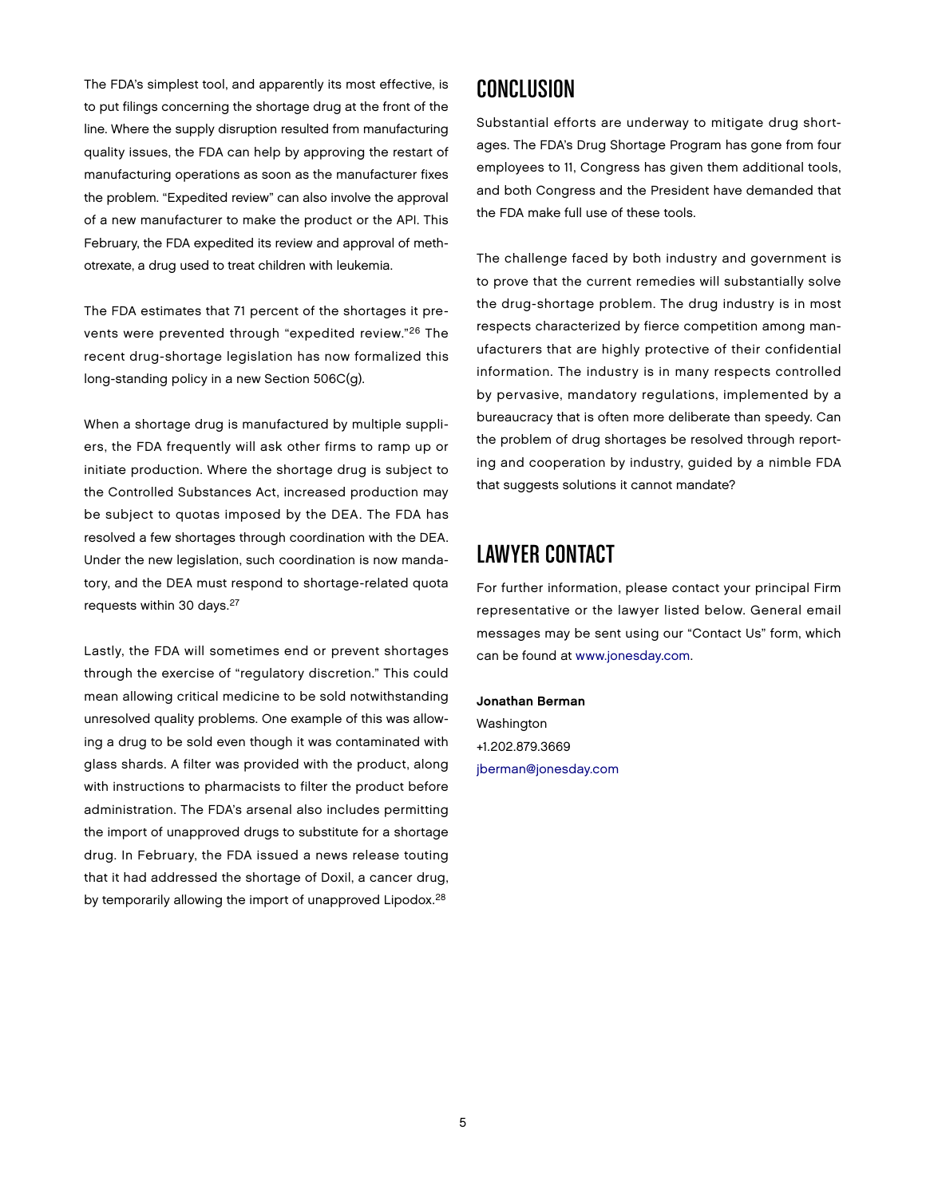The FDA's simplest tool, and apparently its most effective, is to put filings concerning the shortage drug at the front of the line. Where the supply disruption resulted from manufacturing quality issues, the FDA can help by approving the restart of manufacturing operations as soon as the manufacturer fixes the problem. "Expedited review" can also involve the approval of a new manufacturer to make the product or the API. This February, the FDA expedited its review and approval of methotrexate, a drug used to treat children with leukemia.

The FDA estimates that 71 percent of the shortages it prevents were prevented through "expedited review."[26] The recent drug-shortage legislation has now formalized this long-standing policy in a new Section 506C(g).

When a shortage drug is manufactured by multiple suppliers, the FDA frequently will ask other firms to ramp up or initiate production. Where the shortage drug is subject to the Controlled Substances Act, increased production may be subject to quotas imposed by the DEA. The FDA has resolved a few shortages through coordination with the DEA. Under the new legislation, such coordination is now mandatory, and the DEA must respond to shortage-related quota requests within 30 days.[27]

Lastly, the FDA will sometimes end or prevent shortages through the exercise of "regulatory discretion." This could mean allowing critical medicine to be sold notwithstanding unresolved quality problems. One example of this was allowing a drug to be sold even though it was contaminated with glass shards. A filter was provided with the product, along with instructions to pharmacists to filter the product before administration. The FDA's arsenal also includes permitting the import of unapproved drugs to substitute for a shortage drug. In February, the FDA issued a news release touting that it had addressed the shortage of Doxil, a cancer drug, by temporarily allowing the import of unapproved Lipodox.[28]

## CONCLUSION

Substantial efforts are underway to mitigate drug shortages. The FDA's Drug Shortage Program has gone from four employees to 11, Congress has given them additional tools, and both Congress and the President have demanded that the FDA make full use of these tools.

The challenge faced by both industry and government is to prove that the current remedies will substantially solve the drug-shortage problem. The drug industry is in most respects characterized by fierce competition among manufacturers that are highly protective of their confidential information. The industry is in many respects controlled by pervasive, mandatory regulations, implemented by a bureaucracy that is often more deliberate than speedy. Can the problem of drug shortages be resolved through reporting and cooperation by industry, guided by a nimble FDA that suggests solutions it cannot mandate?

## LAWYER CONTACT

For further information, please contact your principal Firm representative or the lawyer listed below. General email messages may be sent using our "Contact Us" form, which can be found at www.jonesday.com.

**Jonathan Berman**
Washington
+1.202.879.3669
jberman@jonesday.com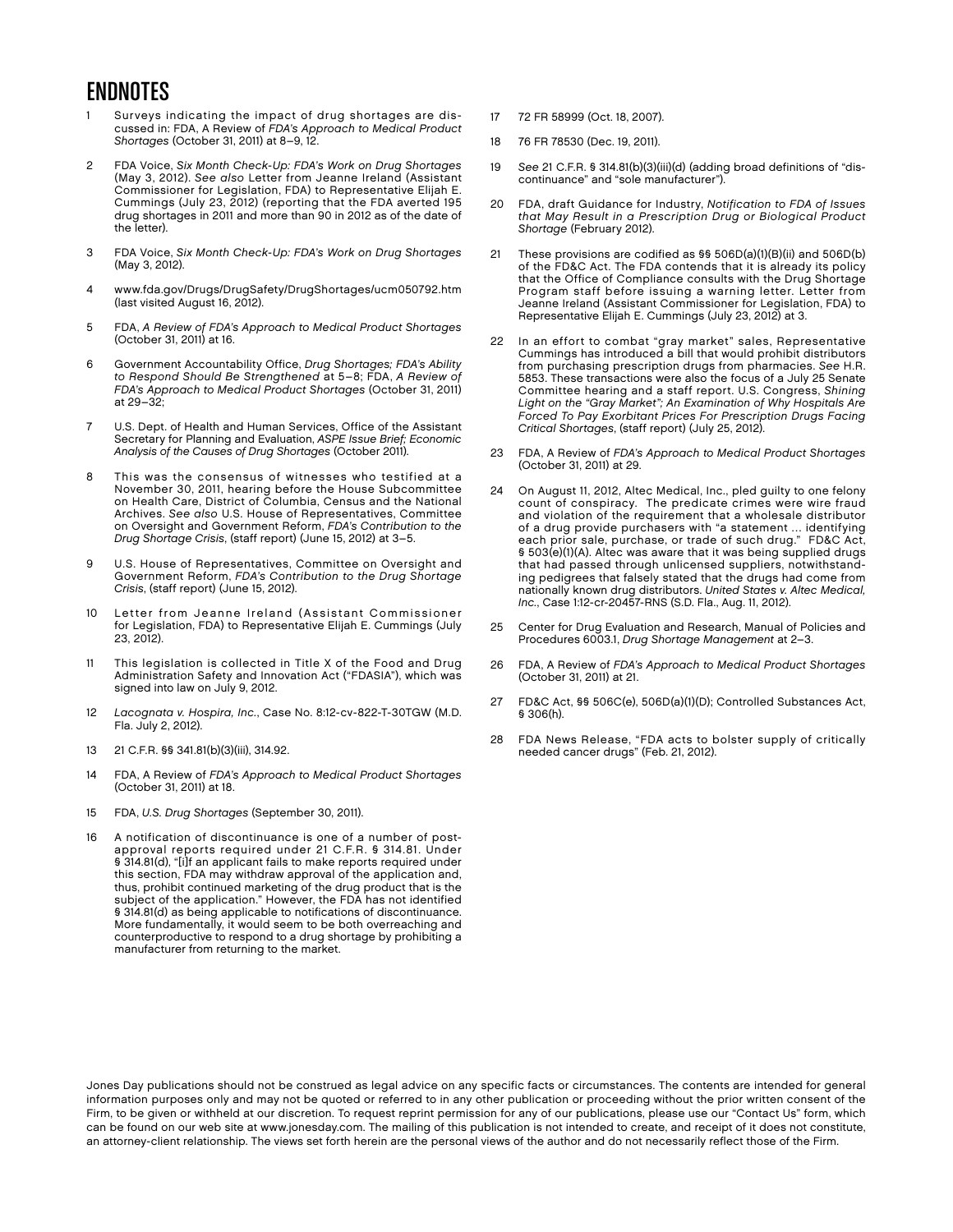# ENDNOTES

1. Surveys indicating the impact of drug shortages are discussed in: FDA, A Review of *FDA's Approach to Medical Product Shortages* (October 31, 2011) at 8–9, 12.

2. FDA Voice, *Six Month Check-Up: FDA's Work on Drug Shortages* (May 3, 2012). *See also* Letter from Jeanne Ireland (Assistant Commissioner for Legislation, FDA) to Representative Elijah E. Cummings (July 23, 2012) (reporting that the FDA averted 195 drug shortages in 2011 and more than 90 in 2012 as of the date of the letter).

3. FDA Voice, *Six Month Check-Up: FDA's Work on Drug Shortages* (May 3, 2012).

4. www.fda.gov/Drugs/DrugSafety/DrugShortages/ucm050792.htm (last visited August 16, 2012).

5. FDA, *A Review of FDA's Approach to Medical Product Shortages* (October 31, 2011) at 16.

6. Government Accountability Office, *Drug Shortages; FDA's Ability to Respond Should Be Strengthened* at 5–8; FDA, *A Review of FDA's Approach to Medical Product Shortages* (October 31, 2011) at 29–32;

7. U.S. Dept. of Health and Human Services, Office of the Assistant Secretary for Planning and Evaluation, *ASPE Issue Brief; Economic Analysis of the Causes of Drug Shortages* (October 2011).

8. This was the consensus of witnesses who testified at a November 30, 2011, hearing before the House Subcommittee on Health Care, District of Columbia, Census and the National Archives. *See also* U.S. House of Representatives, Committee on Oversight and Government Reform, *FDA's Contribution to the Drug Shortage Crisis*, (staff report) (June 15, 2012) at 3–5.

9. U.S. House of Representatives, Committee on Oversight and Government Reform, *FDA's Contribution to the Drug Shortage Crisis*, (staff report) (June 15, 2012).

10. Letter from Jeanne Ireland (Assistant Commissioner for Legislation, FDA) to Representative Elijah E. Cummings (July 23, 2012).

11. This legislation is collected in Title X of the Food and Drug Administration Safety and Innovation Act ("FDASIA"), which was signed into law on July 9, 2012.

12. *Lacognata v. Hospira, Inc.*, Case No. 8:12-cv-822-T-30TGW (M.D. Fla. July 2, 2012).

13. 21 C.F.R. §§ 341.81(b)(3)(iii), 314.92.

14. FDA, A Review of *FDA's Approach to Medical Product Shortages* (October 31, 2011) at 18.

15. FDA, *U.S. Drug Shortages* (September 30, 2011).

16. A notification of discontinuance is one of a number of post-approval reports required under 21 C.F.R. § 314.81. Under § 314.81(d), "[i]f an applicant fails to make reports required under this section, FDA may withdraw approval of the application and, thus, prohibit continued marketing of the drug product that is the subject of the application." However, the FDA has not identified § 314.81(d) as being applicable to notifications of discontinuance. More fundamentally, it would seem to be both overreaching and counterproductive to respond to a drug shortage by prohibiting a manufacturer from returning to the market.

17. 72 FR 58999 (Oct. 18, 2007).

18. 76 FR 78530 (Dec. 19, 2011).

19. *See* 21 C.F.R. § 314.81(b)(3)(iii)(d) (adding broad definitions of "discontinuance" and "sole manufacturer").

20. FDA, draft Guidance for Industry, *Notification to FDA of Issues that May Result in a Prescription Drug or Biological Product Shortage* (February 2012).

21. These provisions are codified as §§ 506D(a)(1)(B)(ii) and 506D(b) of the FD&C Act. The FDA contends that it is already its policy that the Office of Compliance consults with the Drug Shortage Program staff before issuing a warning letter. Letter from Jeanne Ireland (Assistant Commissioner for Legislation, FDA) to Representative Elijah E. Cummings (July 23, 2012) at 3.

22. In an effort to combat "gray market" sales, Representative Cummings has introduced a bill that would prohibit distributors from purchasing prescription drugs from pharmacies. *See* H.R. 5853. These transactions were also the focus of a July 25 Senate Committee hearing and a staff report. U.S. Congress, *Shining Light on the "Gray Market"; An Examination of Why Hospitals Are Forced To Pay Exorbitant Prices For Prescription Drugs Facing Critical Shortages*, (staff report) (July 25, 2012).

23. FDA, A Review of *FDA's Approach to Medical Product Shortages* (October 31, 2011) at 29.

24. On August 11, 2012, Altec Medical, Inc., pled guilty to one felony count of conspiracy. The predicate crimes were wire fraud and violation of the requirement that a wholesale distributor of a drug provide purchasers with "a statement … identifying each prior sale, purchase, or trade of such drug." FD&C Act, § 503(e)(1)(A). Altec was aware that it was being supplied drugs that had passed through unlicensed suppliers, notwithstanding pedigrees that falsely stated that the drugs had come from nationally known drug distributors. *United States v. Altec Medical, Inc.*, Case 1:12-cr-20457-RNS (S.D. Fla., Aug. 11, 2012).

25. Center for Drug Evaluation and Research, Manual of Policies and Procedures 6003.1, *Drug Shortage Management* at 2–3.

26. FDA, A Review of *FDA's Approach to Medical Product Shortages* (October 31, 2011) at 21.

27. FD&C Act, §§ 506C(e), 506D(a)(1)(D); Controlled Substances Act, § 306(h).

28. FDA News Release, "FDA acts to bolster supply of critically needed cancer drugs" (Feb. 21, 2012).

Jones Day publications should not be construed as legal advice on any specific facts or circumstances. The contents are intended for general information purposes only and may not be quoted or referred to in any other publication or proceeding without the prior written consent of the Firm, to be given or withheld at our discretion. To request reprint permission for any of our publications, please use our "Contact Us" form, which can be found on our web site at www.jonesday.com. The mailing of this publication is not intended to create, and receipt of it does not constitute, an attorney-client relationship. The views set forth herein are the personal views of the author and do not necessarily reflect those of the Firm.